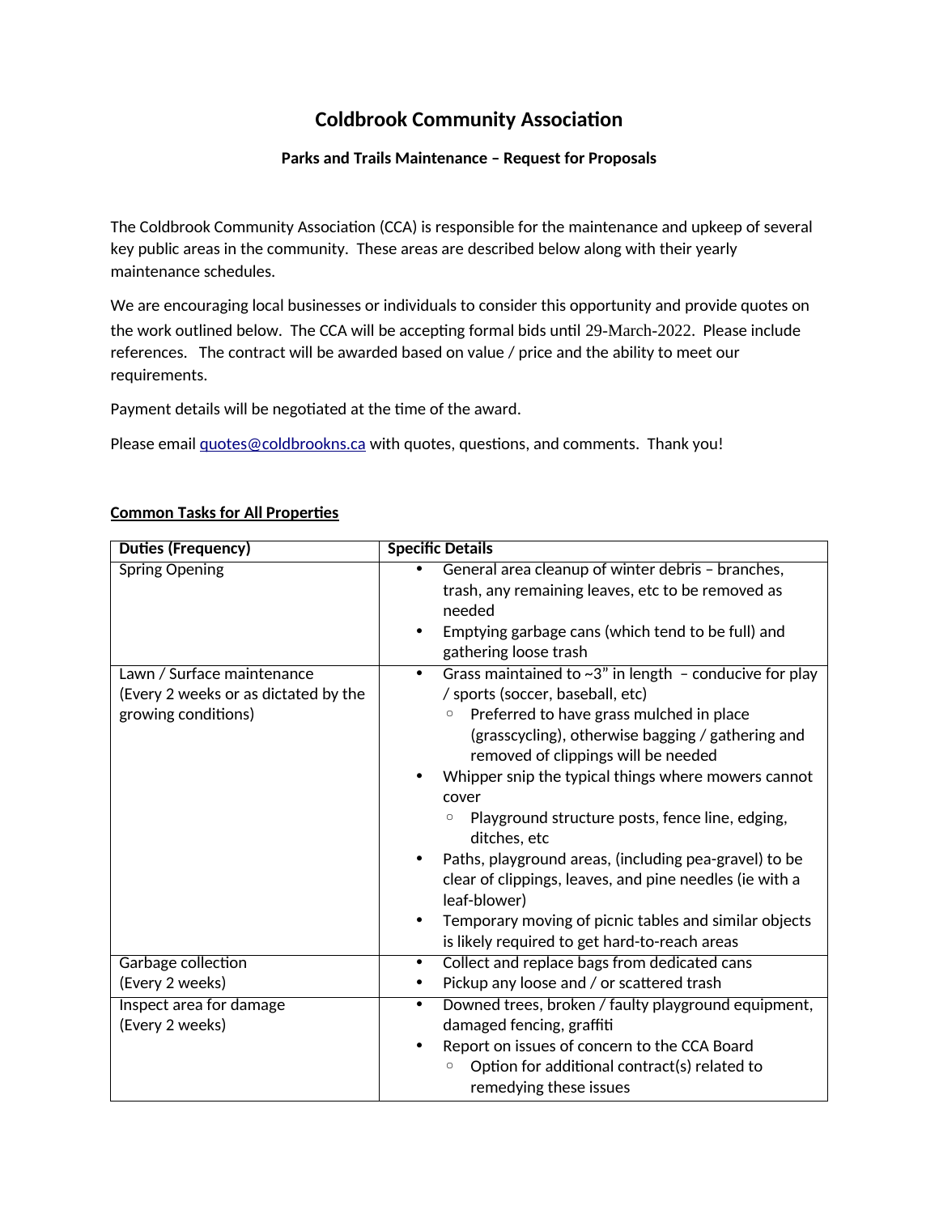# Coldbrook Community Association

## Parks and Trails Maintenance – Request for Proposals

The Coldbrook Community Association (CCA) is responsible for the maintenance and upkeep of several key public areas in the community. These areas are described below along with their yearly maintenance schedules.

We are encouraging local businesses or individuals to consider this opportunity and provide quotes on the work outlined below. The CCA will be accepting formal bids until 29-March-2022. Please include references. The contract will be awarded based on value / price and the ability to meet our requirements.

Payment details will be negotiated at the time of the award.

Please email quotes@coldbrookns.ca with quotes, questions, and comments. Thank you!

**Common Tasks for All Properties**

| Duties (Frequency) | Specific Details |
|---|---|
| Spring Opening | • General area cleanup of winter debris – branches, trash, any remaining leaves, etc to be removed as needed<br>• Emptying garbage cans (which tend to be full) and gathering loose trash |
| Lawn / Surface maintenance (Every 2 weeks or as dictated by the growing conditions) | • Grass maintained to ~3" in length – conducive for play / sports (soccer, baseball, etc)<br>&nbsp;&nbsp;○ Preferred to have grass mulched in place (grasscycling), otherwise bagging / gathering and removed of clippings will be needed<br>• Whipper snip the typical things where mowers cannot cover<br>&nbsp;&nbsp;○ Playground structure posts, fence line, edging, ditches, etc<br>• Paths, playground areas, (including pea-gravel) to be clear of clippings, leaves, and pine needles (ie with a leaf-blower)<br>• Temporary moving of picnic tables and similar objects is likely required to get hard-to-reach areas |
| Garbage collection (Every 2 weeks) | • Collect and replace bags from dedicated cans<br>• Pickup any loose and / or scattered trash |
| Inspect area for damage (Every 2 weeks) | • Downed trees, broken / faulty playground equipment, damaged fencing, graffiti<br>• Report on issues of concern to the CCA Board<br>&nbsp;&nbsp;○ Option for additional contract(s) related to remedying these issues |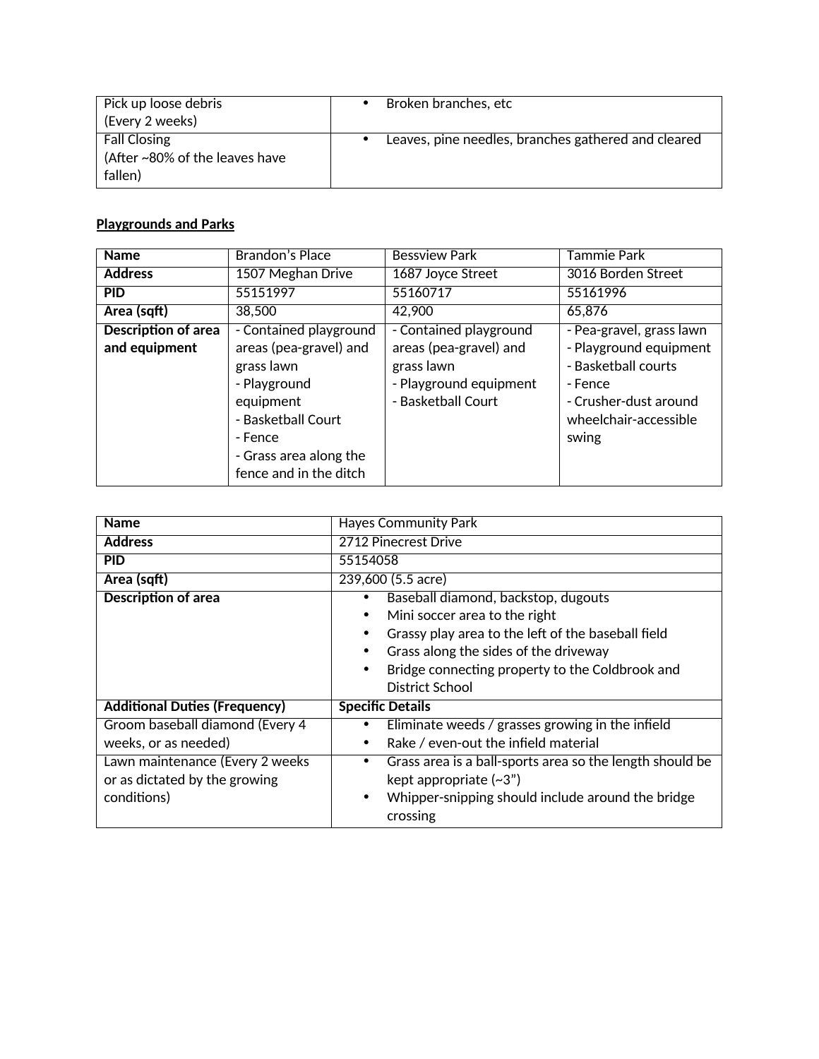| Pick up loose debris (Every 2 weeks) | • Broken branches, etc |
|---|---|
| Fall Closing (After ~80% of the leaves have fallen) | • Leaves, pine needles, branches gathered and cleared |

**Playgrounds and Parks**

| **Name** | Brandon's Place | Bessview Park | Tammie Park |
|---|---|---|---|
| **Address** | 1507 Meghan Drive | 1687 Joyce Street | 3016 Borden Street |
| **PID** | 55151997 | 55160717 | 55161996 |
| **Area (sqft)** | 38,500 | 42,900 | 65,876 |
| **Description of area and equipment** | - Contained playground areas (pea-gravel) and grass lawn<br>- Playground equipment<br>- Basketball Court<br>- Fence<br>- Grass area along the fence and in the ditch | - Contained playground areas (pea-gravel) and grass lawn<br>- Playground equipment<br>- Basketball Court | - Pea-gravel, grass lawn<br>- Playground equipment<br>- Basketball courts<br>- Fence<br>- Crusher-dust around wheelchair-accessible swing |

| **Name** | Hayes Community Park |
|---|---|
| **Address** | 2712 Pinecrest Drive |
| **PID** | 55154058 |
| **Area (sqft)** | 239,600 (5.5 acre) |
| **Description of area** | • Baseball diamond, backstop, dugouts<br>• Mini soccer area to the right<br>• Grassy play area to the left of the baseball field<br>• Grass along the sides of the driveway<br>• Bridge connecting property to the Coldbrook and District School |
| **Additional Duties (Frequency)** | **Specific Details** |
| Groom baseball diamond (Every 4 weeks, or as needed) | • Eliminate weeds / grasses growing in the infield<br>• Rake / even-out the infield material |
| Lawn maintenance (Every 2 weeks or as dictated by the growing conditions) | • Grass area is a ball-sports area so the length should be kept appropriate (~3")<br>• Whipper-snipping should include around the bridge crossing |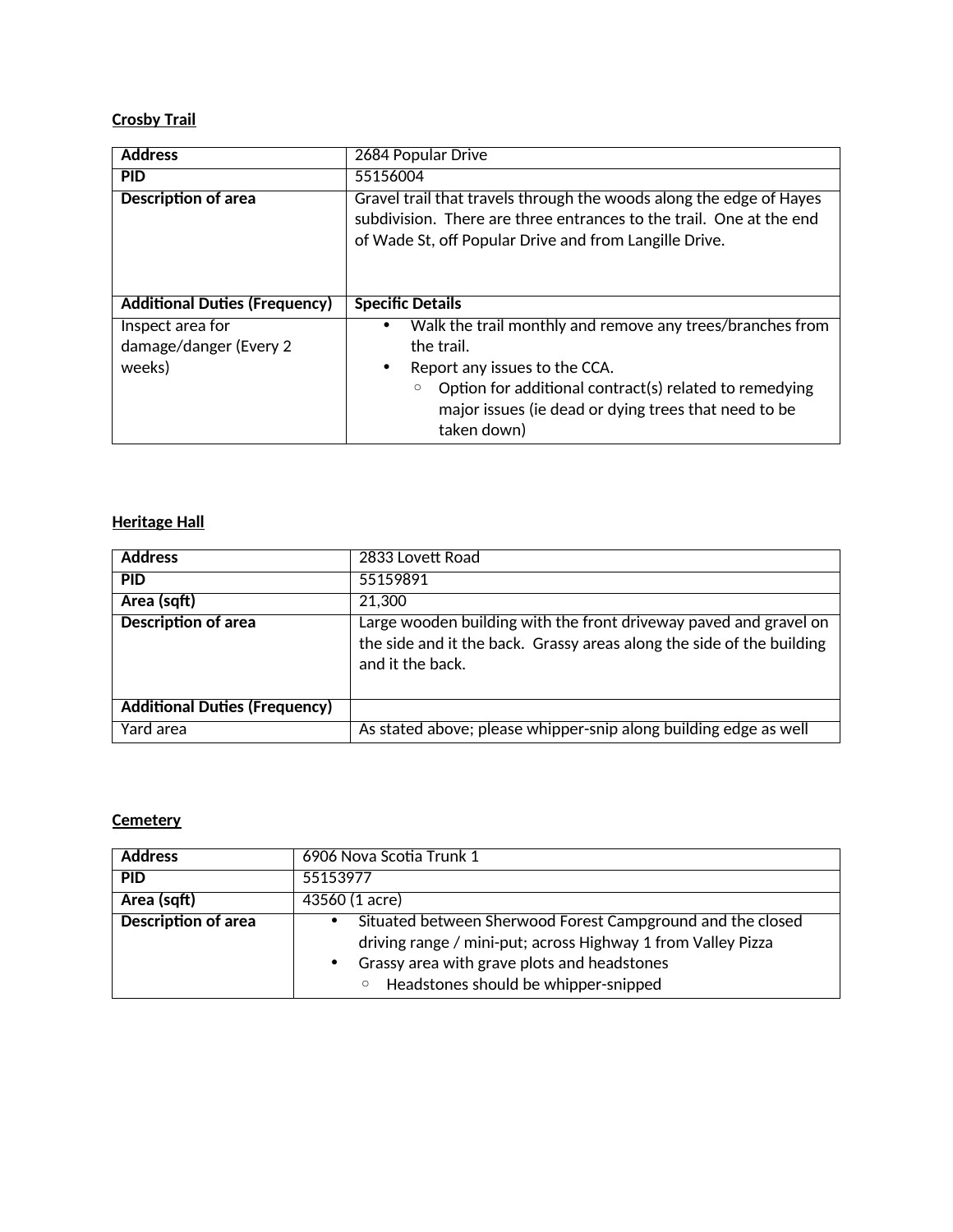**Crosby Trail**

| Address | 2684 Popular Drive |
|---|---|
| PID | 55156004 |
| Description of area | Gravel trail that travels through the woods along the edge of Hayes subdivision. There are three entrances to the trail. One at the end of Wade St, off Popular Drive and from Langille Drive. |
| **Additional Duties (Frequency)** | **Specific Details** |
| Inspect area for damage/danger (Every 2 weeks) | • Walk the trail monthly and remove any trees/branches from the trail.<br>• Report any issues to the CCA.<br>&nbsp;&nbsp;&nbsp;&nbsp;○ Option for additional contract(s) related to remedying major issues (ie dead or dying trees that need to be taken down) |

**Heritage Hall**

| Address | 2833 Lovett Road |
|---|---|
| PID | 55159891 |
| Area (sqft) | 21,300 |
| Description of area | Large wooden building with the front driveway paved and gravel on the side and it the back. Grassy areas along the side of the building and it the back. |
| **Additional Duties (Frequency)** | |
| Yard area | As stated above; please whipper-snip along building edge as well |

**Cemetery**

| Address | 6906 Nova Scotia Trunk 1 |
|---|---|
| PID | 55153977 |
| Area (sqft) | 43560 (1 acre) |
| Description of area | • Situated between Sherwood Forest Campground and the closed driving range / mini-put; across Highway 1 from Valley Pizza<br>• Grassy area with grave plots and headstones<br>&nbsp;&nbsp;&nbsp;&nbsp;○ Headstones should be whipper-snipped |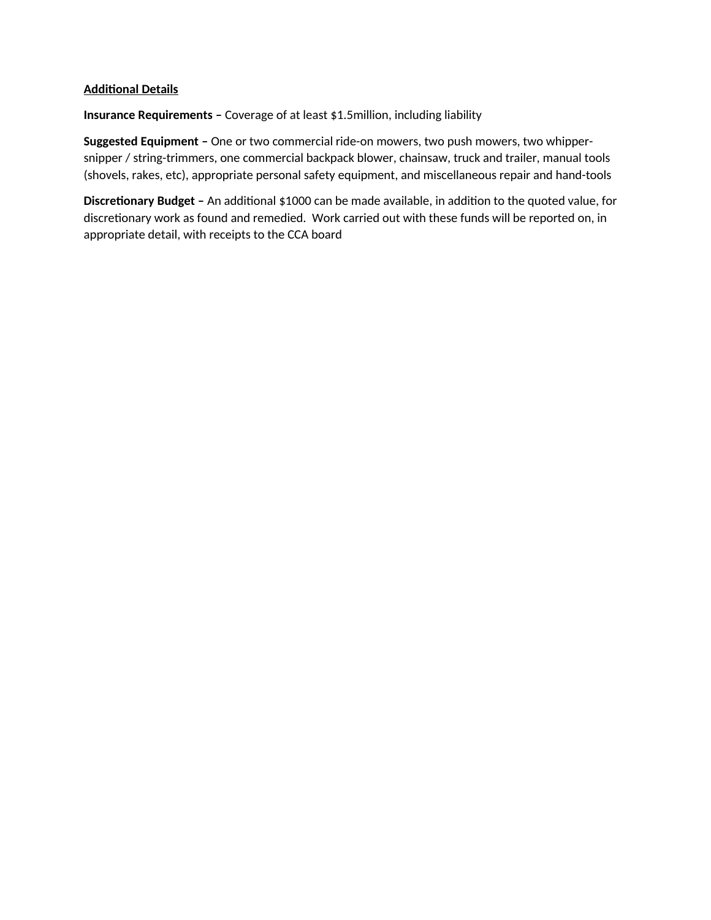<u>**Additional Details**</u>

**Insurance Requirements –** Coverage of at least $1.5million, including liability

**Suggested Equipment –** One or two commercial ride-on mowers, two push mowers, two whipper-snipper / string-trimmers, one commercial backpack blower, chainsaw, truck and trailer, manual tools (shovels, rakes, etc), appropriate personal safety equipment, and miscellaneous repair and hand-tools

**Discretionary Budget –** An additional $1000 can be made available, in addition to the quoted value, for discretionary work as found and remedied. Work carried out with these funds will be reported on, in appropriate detail, with receipts to the CCA board